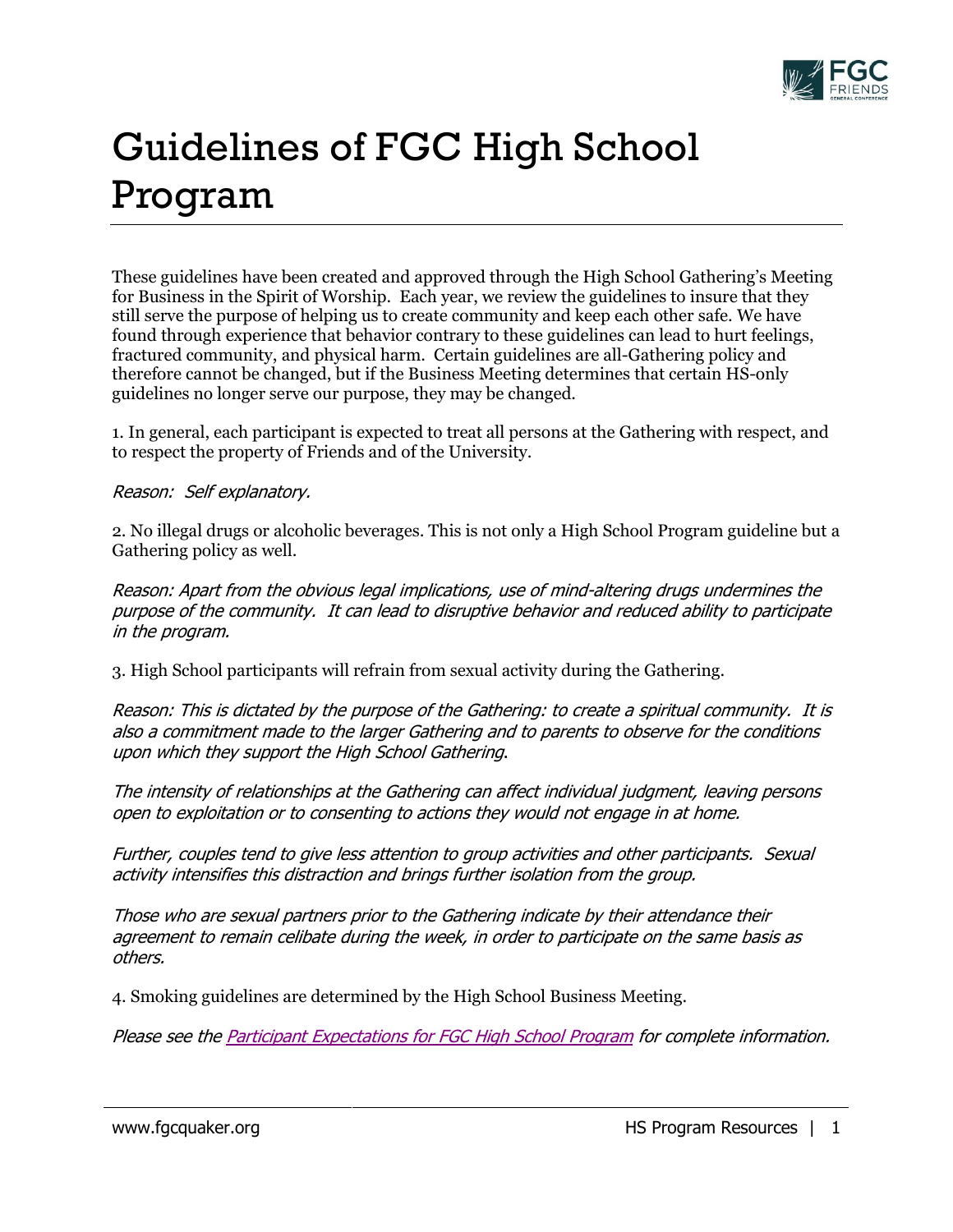# Guidelines of FGC High School Program

These guidelines have been created and approved through the High School Gathering's Meeting for Business in the Spirit of Worship. Each year, we review the guidelines to insure that they still serve the purpose of helping us to create community and keep each other safe. We have found through experience that behavior contrary to these guidelines can lead to hurt feelings, fractured community, and physical harm. Certain guidelines are all-Gathering policy and therefore cannot be changed, but if the Business Meeting determines that certain HS-only guidelines no longer serve our purpose, they may be changed.

1. In general, each participant is expected to treat all persons at the Gathering with respect, and to respect the property of Friends and of the University.

*Reason: Self explanatory.*

2. No illegal drugs or alcoholic beverages. This is not only a High School Program guideline but a Gathering policy as well.

*Reason: Apart from the obvious legal implications, use of mind-altering drugs undermines the purpose of the community. It can lead to disruptive behavior and reduced ability to participate in the program.*

3. High School participants will refrain from sexual activity during the Gathering.

*Reason: This is dictated by the purpose of the Gathering: to create a spiritual community. It is also a commitment made to the larger Gathering and to parents to observe for the conditions upon which they support the High School Gathering.*

*The intensity of relationships at the Gathering can affect individual judgment, leaving persons open to exploitation or to consenting to actions they would not engage in at home.*

*Further, couples tend to give less attention to group activities and other participants. Sexual activity intensifies this distraction and brings further isolation from the group.*

*Those who are sexual partners prior to the Gathering indicate by their attendance their agreement to remain celibate during the week, in order to participate on the same basis as others.*

4. Smoking guidelines are determined by the High School Business Meeting.

*Please see the Participant Expectations for FGC High School Program for complete information.*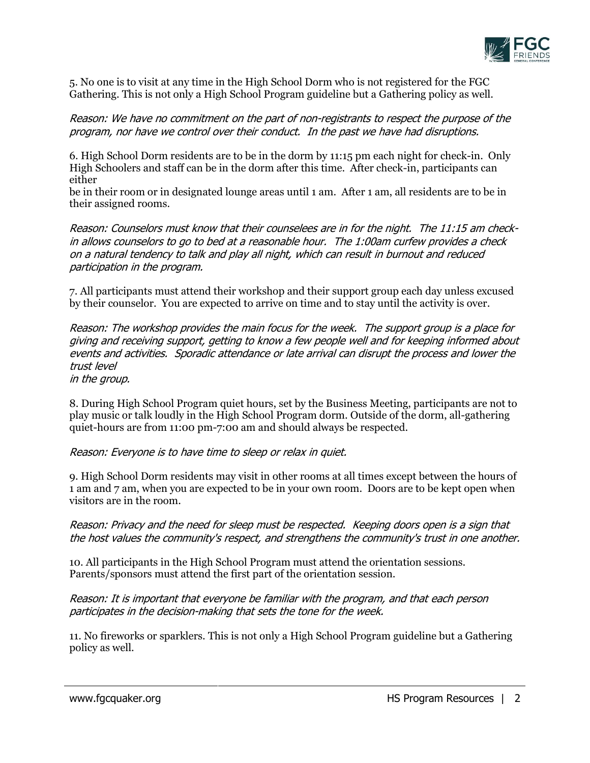5. No one is to visit at any time in the High School Dorm who is not registered for the FGC Gathering. This is not only a High School Program guideline but a Gathering policy as well.

*Reason: We have no commitment on the part of non-registrants to respect the purpose of the program, nor have we control over their conduct. In the past we have had disruptions.*

6. High School Dorm residents are to be in the dorm by 11:15 pm each night for check-in. Only High Schoolers and staff can be in the dorm after this time. After check-in, participants can either be in their room or in designated lounge areas until 1 am. After 1 am, all residents are to be in their assigned rooms.

*Reason: Counselors must know that their counselees are in for the night. The 11:15 am check-in allows counselors to go to bed at a reasonable hour. The 1:00am curfew provides a check on a natural tendency to talk and play all night, which can result in burnout and reduced participation in the program.*

7. All participants must attend their workshop and their support group each day unless excused by their counselor. You are expected to arrive on time and to stay until the activity is over.

*Reason: The workshop provides the main focus for the week. The support group is a place for giving and receiving support, getting to know a few people well and for keeping informed about events and activities. Sporadic attendance or late arrival can disrupt the process and lower the trust level in the group.*

8. During High School Program quiet hours, set by the Business Meeting, participants are not to play music or talk loudly in the High School Program dorm. Outside of the dorm, all-gathering quiet-hours are from 11:00 pm-7:00 am and should always be respected.

*Reason: Everyone is to have time to sleep or relax in quiet.*

9. High School Dorm residents may visit in other rooms at all times except between the hours of 1 am and 7 am, when you are expected to be in your own room. Doors are to be kept open when visitors are in the room.

*Reason: Privacy and the need for sleep must be respected. Keeping doors open is a sign that the host values the community's respect, and strengthens the community's trust in one another.*

10. All participants in the High School Program must attend the orientation sessions. Parents/sponsors must attend the first part of the orientation session.

*Reason: It is important that everyone be familiar with the program, and that each person participates in the decision-making that sets the tone for the week.*

11. No fireworks or sparklers. This is not only a High School Program guideline but a Gathering policy as well.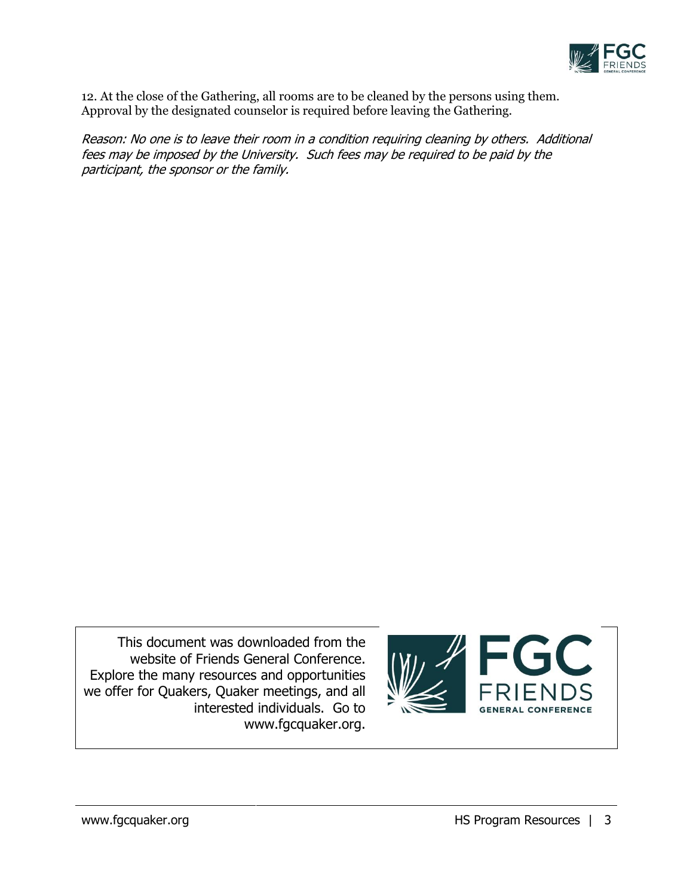12. At the close of the Gathering, all rooms are to be cleaned by the persons using them. Approval by the designated counselor is required before leaving the Gathering.

*Reason: No one is to leave their room in a condition requiring cleaning by others. Additional fees may be imposed by the University. Such fees may be required to be paid by the participant, the sponsor or the family.*

This document was downloaded from the website of Friends General Conference. Explore the many resources and opportunities we offer for Quakers, Quaker meetings, and all interested individuals. Go to www.fgcquaker.org.